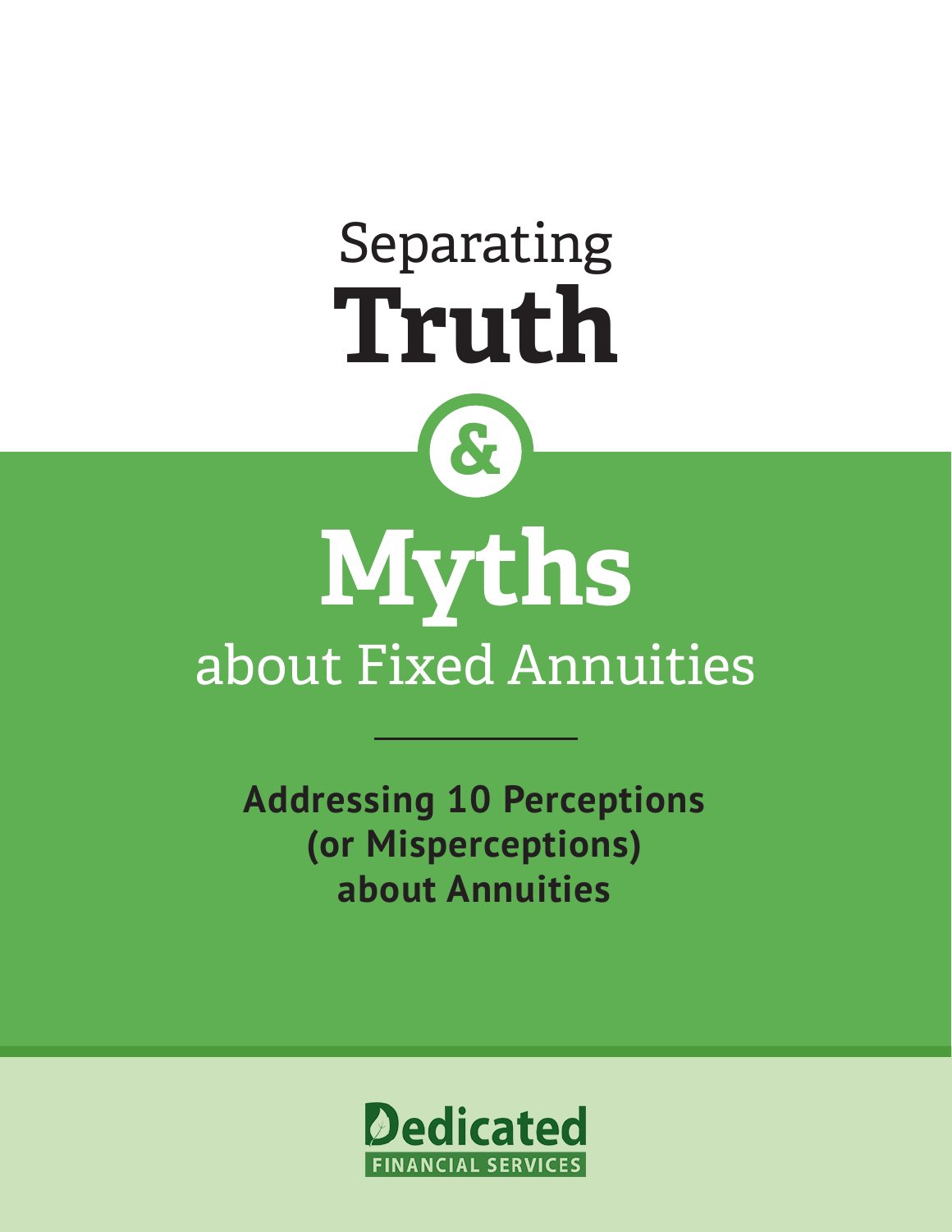# Separating Truth & Myths about Fixed Annuities

**Addressing 10 Perceptions (or Misperceptions) about Annuities**

Dedicated
FINANCIAL SERVICES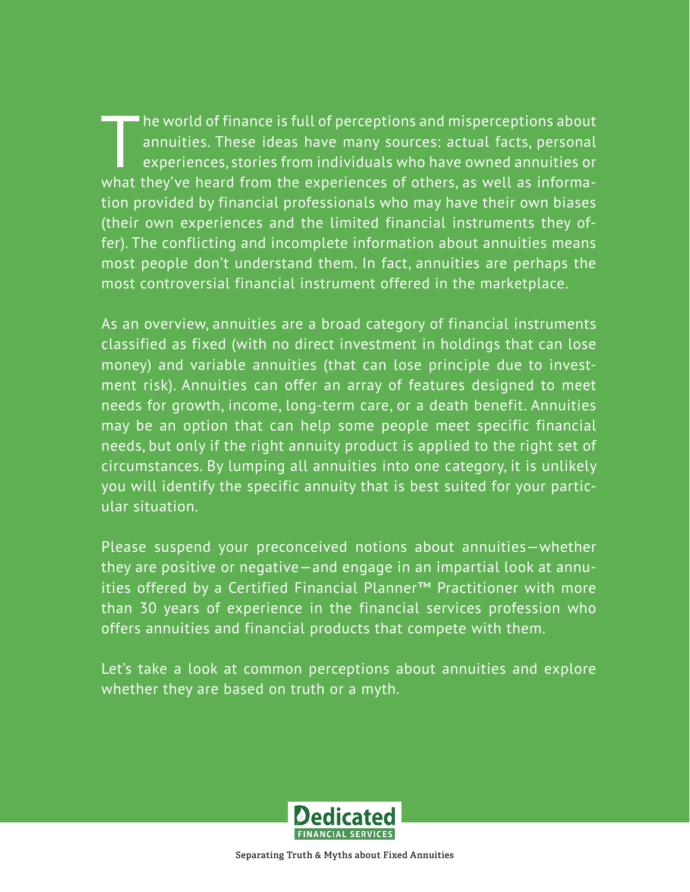The world of finance is full of perceptions and misperceptions about annuities. These ideas have many sources: actual facts, personal experiences, stories from individuals who have owned annuities or what they've heard from the experiences of others, as well as information provided by financial professionals who may have their own biases (their own experiences and the limited financial instruments they offer). The conflicting and incomplete information about annuities means most people don't understand them. In fact, annuities are perhaps the most controversial financial instrument offered in the marketplace.

As an overview, annuities are a broad category of financial instruments classified as fixed (with no direct investment in holdings that can lose money) and variable annuities (that can lose principle due to investment risk). Annuities can offer an array of features designed to meet needs for growth, income, long-term care, or a death benefit. Annuities may be an option that can help some people meet specific financial needs, but only if the right annuity product is applied to the right set of circumstances. By lumping all annuities into one category, it is unlikely you will identify the specific annuity that is best suited for your particular situation.

Please suspend your preconceived notions about annuities—whether they are positive or negative—and engage in an impartial look at annuities offered by a Certified Financial Planner™ Practitioner with more than 30 years of experience in the financial services profession who offers annuities and financial products that compete with them.

Let's take a look at common perceptions about annuities and explore whether they are based on truth or a myth.

Dedicated FINANCIAL SERVICES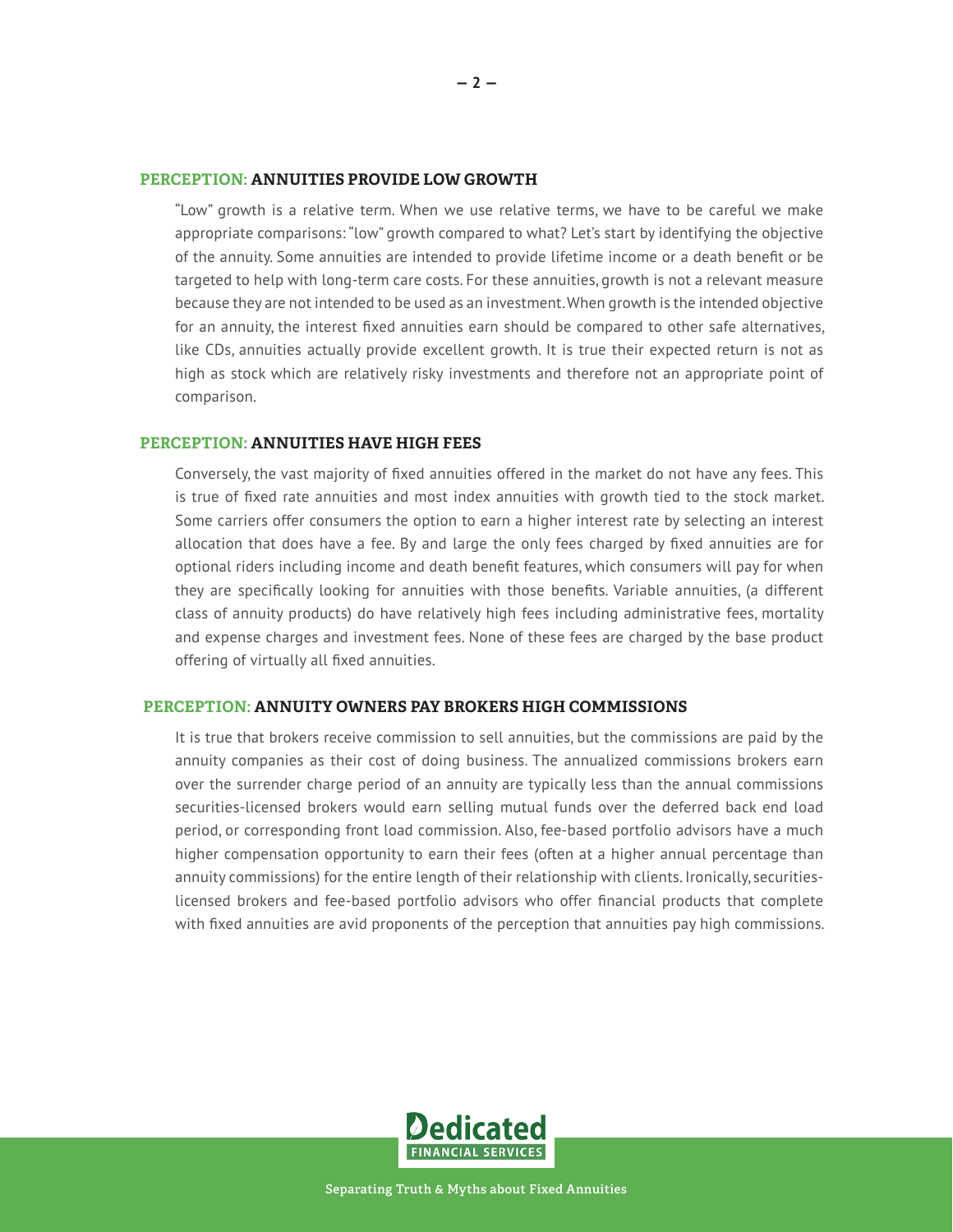## PERCEPTION: ANNUITIES PROVIDE LOW GROWTH

"Low" growth is a relative term. When we use relative terms, we have to be careful we make appropriate comparisons: "low" growth compared to what? Let's start by identifying the objective of the annuity. Some annuities are intended to provide lifetime income or a death benefit or be targeted to help with long-term care costs. For these annuities, growth is not a relevant measure because they are not intended to be used as an investment. When growth is the intended objective for an annuity, the interest fixed annuities earn should be compared to other safe alternatives, like CDs, annuities actually provide excellent growth. It is true their expected return is not as high as stock which are relatively risky investments and therefore not an appropriate point of comparison.

## PERCEPTION: ANNUITIES HAVE HIGH FEES

Conversely, the vast majority of fixed annuities offered in the market do not have any fees. This is true of fixed rate annuities and most index annuities with growth tied to the stock market. Some carriers offer consumers the option to earn a higher interest rate by selecting an interest allocation that does have a fee. By and large the only fees charged by fixed annuities are for optional riders including income and death benefit features, which consumers will pay for when they are specifically looking for annuities with those benefits. Variable annuities, (a different class of annuity products) do have relatively high fees including administrative fees, mortality and expense charges and investment fees. None of these fees are charged by the base product offering of virtually all fixed annuities.

## PERCEPTION: ANNUITY OWNERS PAY BROKERS HIGH COMMISSIONS

It is true that brokers receive commission to sell annuities, but the commissions are paid by the annuity companies as their cost of doing business. The annualized commissions brokers earn over the surrender charge period of an annuity are typically less than the annual commissions securities-licensed brokers would earn selling mutual funds over the deferred back end load period, or corresponding front load commission. Also, fee-based portfolio advisors have a much higher compensation opportunity to earn their fees (often at a higher annual percentage than annuity commissions) for the entire length of their relationship with clients. Ironically, securities-licensed brokers and fee-based portfolio advisors who offer financial products that complete with fixed annuities are avid proponents of the perception that annuities pay high commissions.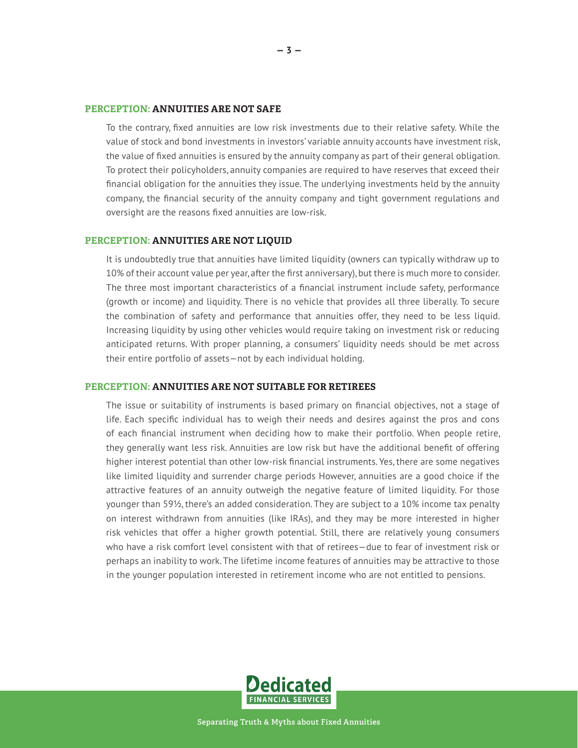## PERCEPTION: ANNUITIES ARE NOT SAFE

To the contrary, fixed annuities are low risk investments due to their relative safety. While the value of stock and bond investments in investors' variable annuity accounts have investment risk, the value of fixed annuities is ensured by the annuity company as part of their general obligation. To protect their policyholders, annuity companies are required to have reserves that exceed their financial obligation for the annuities they issue. The underlying investments held by the annuity company, the financial security of the annuity company and tight government regulations and oversight are the reasons fixed annuities are low-risk.

## PERCEPTION: ANNUITIES ARE NOT LIQUID

It is undoubtedly true that annuities have limited liquidity (owners can typically withdraw up to 10% of their account value per year, after the first anniversary), but there is much more to consider. The three most important characteristics of a financial instrument include safety, performance (growth or income) and liquidity. There is no vehicle that provides all three liberally. To secure the combination of safety and performance that annuities offer, they need to be less liquid. Increasing liquidity by using other vehicles would require taking on investment risk or reducing anticipated returns. With proper planning, a consumers' liquidity needs should be met across their entire portfolio of assets—not by each individual holding.

## PERCEPTION: ANNUITIES ARE NOT SUITABLE FOR RETIREES

The issue or suitability of instruments is based primary on financial objectives, not a stage of life. Each specific individual has to weigh their needs and desires against the pros and cons of each financial instrument when deciding how to make their portfolio. When people retire, they generally want less risk. Annuities are low risk but have the additional benefit of offering higher interest potential than other low-risk financial instruments. Yes, there are some negatives like limited liquidity and surrender charge periods However, annuities are a good choice if the attractive features of an annuity outweigh the negative feature of limited liquidity. For those younger than 59½, there's an added consideration. They are subject to a 10% income tax penalty on interest withdrawn from annuities (like IRAs), and they may be more interested in higher risk vehicles that offer a higher growth potential. Still, there are relatively young consumers who have a risk comfort level consistent with that of retirees—due to fear of investment risk or perhaps an inability to work. The lifetime income features of annuities may be attractive to those in the younger population interested in retirement income who are not entitled to pensions.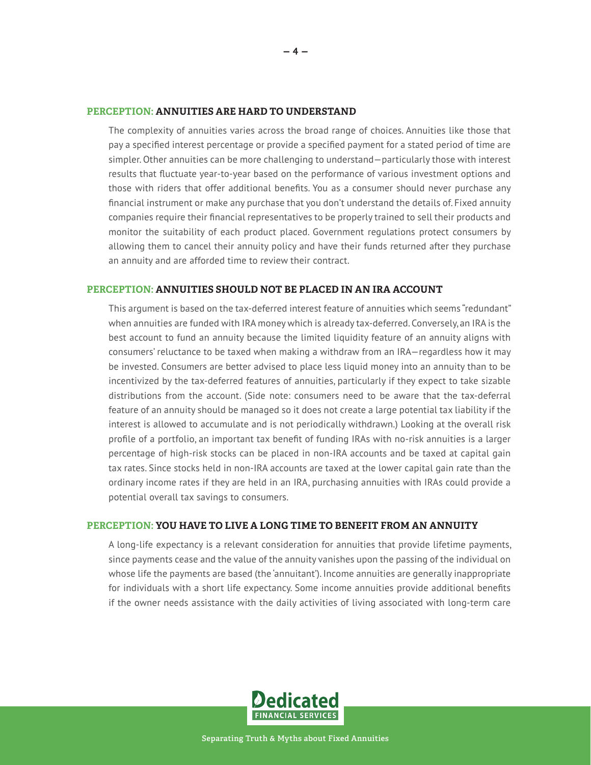### PERCEPTION: ANNUITIES ARE HARD TO UNDERSTAND

The complexity of annuities varies across the broad range of choices. Annuities like those that pay a specified interest percentage or provide a specified payment for a stated period of time are simpler. Other annuities can be more challenging to understand—particularly those with interest results that fluctuate year-to-year based on the performance of various investment options and those with riders that offer additional benefits. You as a consumer should never purchase any financial instrument or make any purchase that you don't understand the details of. Fixed annuity companies require their financial representatives to be properly trained to sell their products and monitor the suitability of each product placed. Government regulations protect consumers by allowing them to cancel their annuity policy and have their funds returned after they purchase an annuity and are afforded time to review their contract.

### PERCEPTION: ANNUITIES SHOULD NOT BE PLACED IN AN IRA ACCOUNT

This argument is based on the tax-deferred interest feature of annuities which seems "redundant" when annuities are funded with IRA money which is already tax-deferred. Conversely, an IRA is the best account to fund an annuity because the limited liquidity feature of an annuity aligns with consumers' reluctance to be taxed when making a withdraw from an IRA—regardless how it may be invested. Consumers are better advised to place less liquid money into an annuity than to be incentivized by the tax-deferred features of annuities, particularly if they expect to take sizable distributions from the account. (Side note: consumers need to be aware that the tax-deferral feature of an annuity should be managed so it does not create a large potential tax liability if the interest is allowed to accumulate and is not periodically withdrawn.) Looking at the overall risk profile of a portfolio, an important tax benefit of funding IRAs with no-risk annuities is a larger percentage of high-risk stocks can be placed in non-IRA accounts and be taxed at capital gain tax rates. Since stocks held in non-IRA accounts are taxed at the lower capital gain rate than the ordinary income rates if they are held in an IRA, purchasing annuities with IRAs could provide a potential overall tax savings to consumers.

### PERCEPTION: YOU HAVE TO LIVE A LONG TIME TO BENEFIT FROM AN ANNUITY

A long-life expectancy is a relevant consideration for annuities that provide lifetime payments, since payments cease and the value of the annuity vanishes upon the passing of the individual on whose life the payments are based (the 'annuitant'). Income annuities are generally inappropriate for individuals with a short life expectancy. Some income annuities provide additional benefits if the owner needs assistance with the daily activities of living associated with long-term care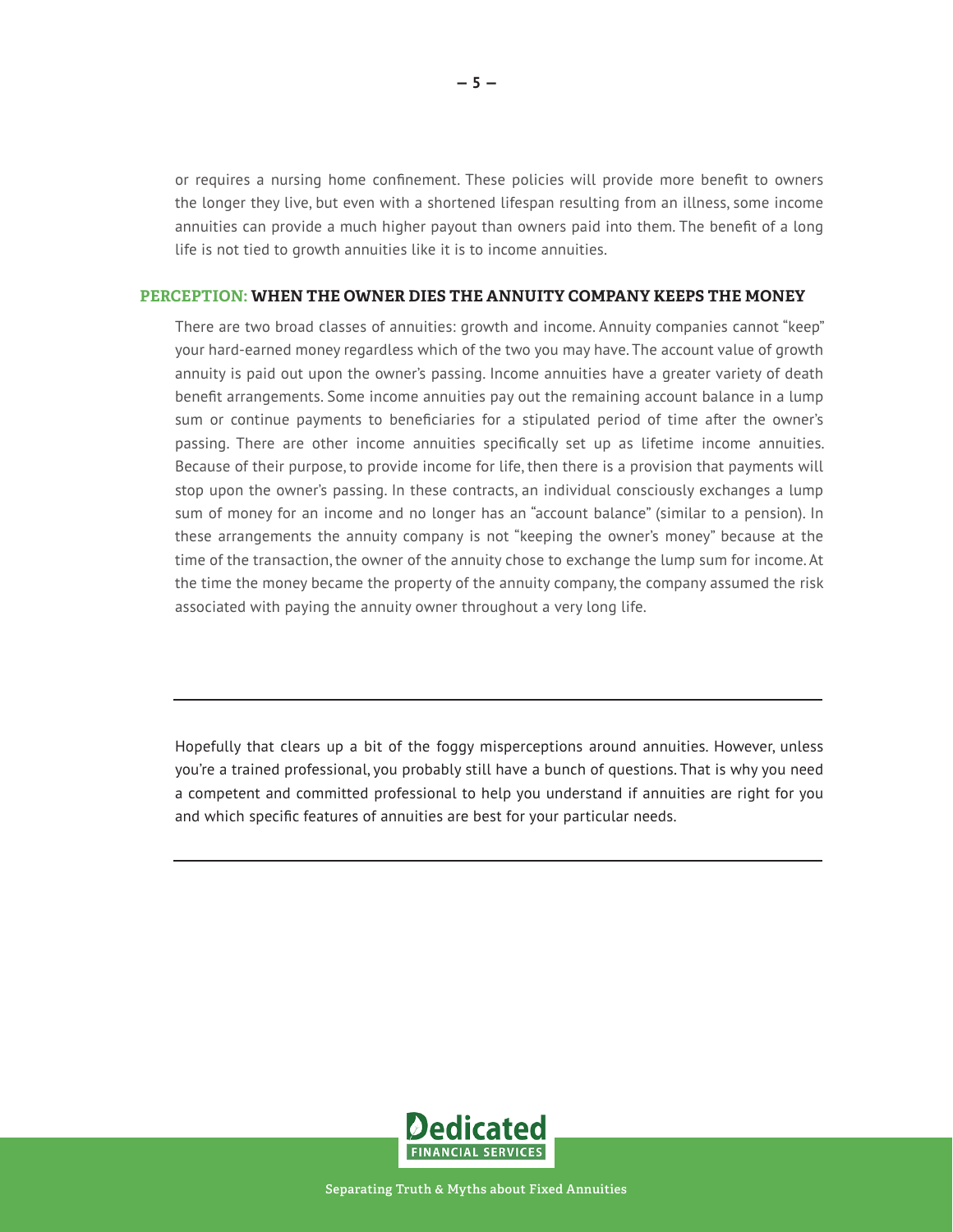or requires a nursing home confinement. These policies will provide more benefit to owners the longer they live, but even with a shortened lifespan resulting from an illness, some income annuities can provide a much higher payout than owners paid into them. The benefit of a long life is not tied to growth annuities like it is to income annuities.

### PERCEPTION: WHEN THE OWNER DIES THE ANNUITY COMPANY KEEPS THE MONEY

There are two broad classes of annuities: growth and income. Annuity companies cannot "keep" your hard-earned money regardless which of the two you may have. The account value of growth annuity is paid out upon the owner's passing. Income annuities have a greater variety of death benefit arrangements. Some income annuities pay out the remaining account balance in a lump sum or continue payments to beneficiaries for a stipulated period of time after the owner's passing. There are other income annuities specifically set up as lifetime income annuities. Because of their purpose, to provide income for life, then there is a provision that payments will stop upon the owner's passing. In these contracts, an individual consciously exchanges a lump sum of money for an income and no longer has an "account balance" (similar to a pension). In these arrangements the annuity company is not "keeping the owner's money" because at the time of the transaction, the owner of the annuity chose to exchange the lump sum for income. At the time the money became the property of the annuity company, the company assumed the risk associated with paying the annuity owner throughout a very long life.

---

Hopefully that clears up a bit of the foggy misperceptions around annuities. However, unless you're a trained professional, you probably still have a bunch of questions. That is why you need a competent and committed professional to help you understand if annuities are right for you and which specific features of annuities are best for your particular needs.

---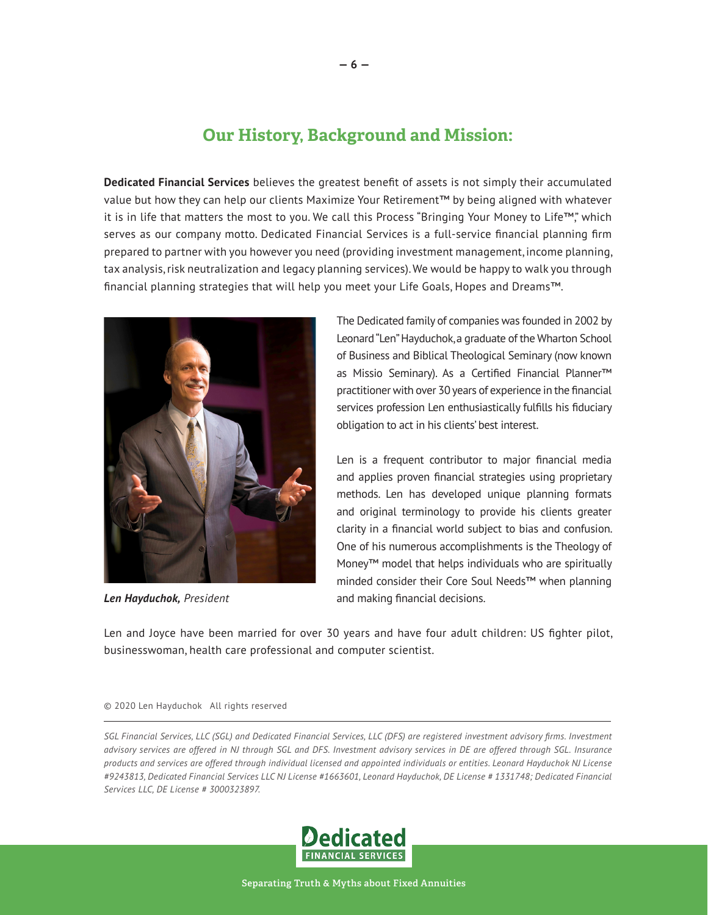## Our History, Background and Mission:

**Dedicated Financial Services** believes the greatest benefit of assets is not simply their accumulated value but how they can help our clients Maximize Your Retirement™ by being aligned with whatever it is in life that matters the most to you. We call this Process "Bringing Your Money to Life™," which serves as our company motto. Dedicated Financial Services is a full-service financial planning firm prepared to partner with you however you need (providing investment management, income planning, tax analysis, risk neutralization and legacy planning services). We would be happy to walk you through financial planning strategies that will help you meet your Life Goals, Hopes and Dreams™.

***Len Hayduchok,*** *President*

The Dedicated family of companies was founded in 2002 by Leonard "Len" Hayduchok, a graduate of the Wharton School of Business and Biblical Theological Seminary (now known as Missio Seminary). As a Certified Financial Planner™ practitioner with over 30 years of experience in the financial services profession Len enthusiastically fulfills his fiduciary obligation to act in his clients' best interest.

Len is a frequent contributor to major financial media and applies proven financial strategies using proprietary methods. Len has developed unique planning formats and original terminology to provide his clients greater clarity in a financial world subject to bias and confusion. One of his numerous accomplishments is the Theology of Money™ model that helps individuals who are spiritually minded consider their Core Soul Needs™ when planning and making financial decisions.

Len and Joyce have been married for over 30 years and have four adult children: US fighter pilot, businesswoman, health care professional and computer scientist.

© 2020 Len Hayduchok All rights reserved

*SGL Financial Services, LLC (SGL) and Dedicated Financial Services, LLC (DFS) are registered investment advisory firms. Investment advisory services are offered in NJ through SGL and DFS. Investment advisory services in DE are offered through SGL. Insurance products and services are offered through individual licensed and appointed individuals or entities. Leonard Hayduchok NJ License #9243813, Dedicated Financial Services LLC NJ License #1663601, Leonard Hayduchok, DE License # 1331748; Dedicated Financial Services LLC, DE License # 3000323897.*

Dedicated FINANCIAL SERVICES